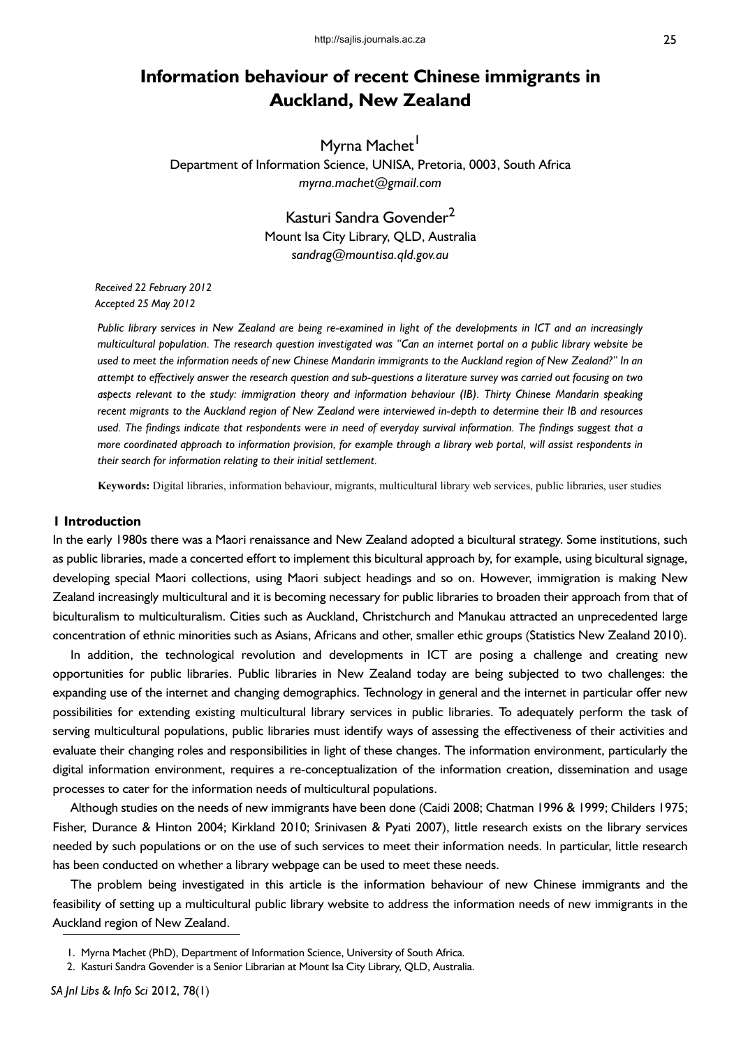# Information behaviour of recent Chinese immigrants in Auckland, New Zealand

Myrna Machet[1]

Department of Information Science, UNISA, Pretoria, 0003, South Africa

*myrna.machet@gmail.com*

Kasturi Sandra Govender[2]

Mount Isa City Library, QLD, Australia

*sandrag@mountisa.qld.gov.au*

*Received 22 February 2012*

*Accepted 25 May 2012*

*Public library services in New Zealand are being re-examined in light of the developments in ICT and an increasingly multicultural population. The research question investigated was "Can an internet portal on a public library website be used to meet the information needs of new Chinese Mandarin immigrants to the Auckland region of New Zealand?" In an attempt to effectively answer the research question and sub-questions a literature survey was carried out focusing on two aspects relevant to the study: immigration theory and information behaviour (IB). Thirty Chinese Mandarin speaking recent migrants to the Auckland region of New Zealand were interviewed in-depth to determine their IB and resources used. The findings indicate that respondents were in need of everyday survival information. The findings suggest that a more coordinated approach to information provision, for example through a library web portal, will assist respondents in their search for information relating to their initial settlement.*

**Keywords:** Digital libraries, information behaviour, migrants, multicultural library web services, public libraries, user studies

## 1 Introduction

In the early 1980s there was a Maori renaissance and New Zealand adopted a bicultural strategy. Some institutions, such as public libraries, made a concerted effort to implement this bicultural approach by, for example, using bicultural signage, developing special Maori collections, using Maori subject headings and so on. However, immigration is making New Zealand increasingly multicultural and it is becoming necessary for public libraries to broaden their approach from that of biculturalism to multiculturalism. Cities such as Auckland, Christchurch and Manukau attracted an unprecedented large concentration of ethnic minorities such as Asians, Africans and other, smaller ethic groups (Statistics New Zealand 2010).

In addition, the technological revolution and developments in ICT are posing a challenge and creating new opportunities for public libraries. Public libraries in New Zealand today are being subjected to two challenges: the expanding use of the internet and changing demographics. Technology in general and the internet in particular offer new possibilities for extending existing multicultural library services in public libraries. To adequately perform the task of serving multicultural populations, public libraries must identify ways of assessing the effectiveness of their activities and evaluate their changing roles and responsibilities in light of these changes. The information environment, particularly the digital information environment, requires a re-conceptualization of the information creation, dissemination and usage processes to cater for the information needs of multicultural populations.

Although studies on the needs of new immigrants have been done (Caidi 2008; Chatman 1996 & 1999; Childers 1975; Fisher, Durance & Hinton 2004; Kirkland 2010; Srinivasen & Pyati 2007), little research exists on the library services needed by such populations or on the use of such services to meet their information needs. In particular, little research has been conducted on whether a library webpage can be used to meet these needs.

The problem being investigated in this article is the information behaviour of new Chinese immigrants and the feasibility of setting up a multicultural public library website to address the information needs of new immigrants in the Auckland region of New Zealand.

1. Myrna Machet (PhD), Department of Information Science, University of South Africa.
2. Kasturi Sandra Govender is a Senior Librarian at Mount Isa City Library, QLD, Australia.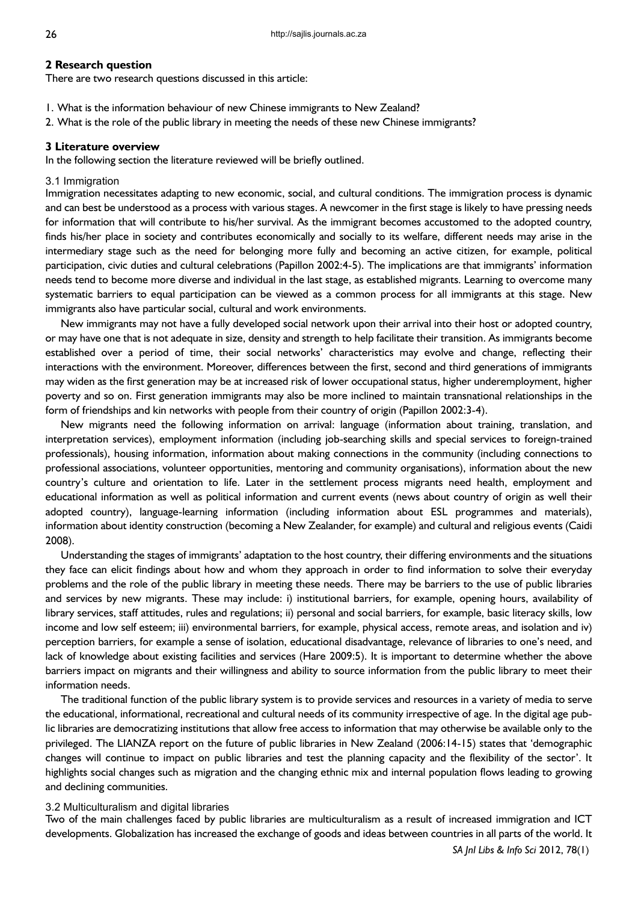## 2 Research question

There are two research questions discussed in this article:

1. What is the information behaviour of new Chinese immigrants to New Zealand?
2. What is the role of the public library in meeting the needs of these new Chinese immigrants?

## 3 Literature overview

In the following section the literature reviewed will be briefly outlined.

### 3.1 Immigration

Immigration necessitates adapting to new economic, social, and cultural conditions. The immigration process is dynamic and can best be understood as a process with various stages. A newcomer in the first stage is likely to have pressing needs for information that will contribute to his/her survival. As the immigrant becomes accustomed to the adopted country, finds his/her place in society and contributes economically and socially to its welfare, different needs may arise in the intermediary stage such as the need for belonging more fully and becoming an active citizen, for example, political participation, civic duties and cultural celebrations (Papillon 2002:4-5). The implications are that immigrants' information needs tend to become more diverse and individual in the last stage, as established migrants. Learning to overcome many systematic barriers to equal participation can be viewed as a common process for all immigrants at this stage. New immigrants also have particular social, cultural and work environments.

New immigrants may not have a fully developed social network upon their arrival into their host or adopted country, or may have one that is not adequate in size, density and strength to help facilitate their transition. As immigrants become established over a period of time, their social networks' characteristics may evolve and change, reflecting their interactions with the environment. Moreover, differences between the first, second and third generations of immigrants may widen as the first generation may be at increased risk of lower occupational status, higher underemployment, higher poverty and so on. First generation immigrants may also be more inclined to maintain transnational relationships in the form of friendships and kin networks with people from their country of origin (Papillon 2002:3-4).

New migrants need the following information on arrival: language (information about training, translation, and interpretation services), employment information (including job-searching skills and special services to foreign-trained professionals), housing information, information about making connections in the community (including connections to professional associations, volunteer opportunities, mentoring and community organisations), information about the new country's culture and orientation to life. Later in the settlement process migrants need health, employment and educational information as well as political information and current events (news about country of origin as well their adopted country), language-learning information (including information about ESL programmes and materials), information about identity construction (becoming a New Zealander, for example) and cultural and religious events (Caidi 2008).

Understanding the stages of immigrants' adaptation to the host country, their differing environments and the situations they face can elicit findings about how and whom they approach in order to find information to solve their everyday problems and the role of the public library in meeting these needs. There may be barriers to the use of public libraries and services by new migrants. These may include: i) institutional barriers, for example, opening hours, availability of library services, staff attitudes, rules and regulations; ii) personal and social barriers, for example, basic literacy skills, low income and low self esteem; iii) environmental barriers, for example, physical access, remote areas, and isolation and iv) perception barriers, for example a sense of isolation, educational disadvantage, relevance of libraries to one's need, and lack of knowledge about existing facilities and services (Hare 2009:5). It is important to determine whether the above barriers impact on migrants and their willingness and ability to source information from the public library to meet their information needs.

The traditional function of the public library system is to provide services and resources in a variety of media to serve the educational, informational, recreational and cultural needs of its community irrespective of age. In the digital age public libraries are democratizing institutions that allow free access to information that may otherwise be available only to the privileged. The LIANZA report on the future of public libraries in New Zealand (2006:14-15) states that 'demographic changes will continue to impact on public libraries and test the planning capacity and the flexibility of the sector'. It highlights social changes such as migration and the changing ethnic mix and internal population flows leading to growing and declining communities.

### 3.2 Multiculturalism and digital libraries

Two of the main challenges faced by public libraries are multiculturalism as a result of increased immigration and ICT developments. Globalization has increased the exchange of goods and ideas between countries in all parts of the world. It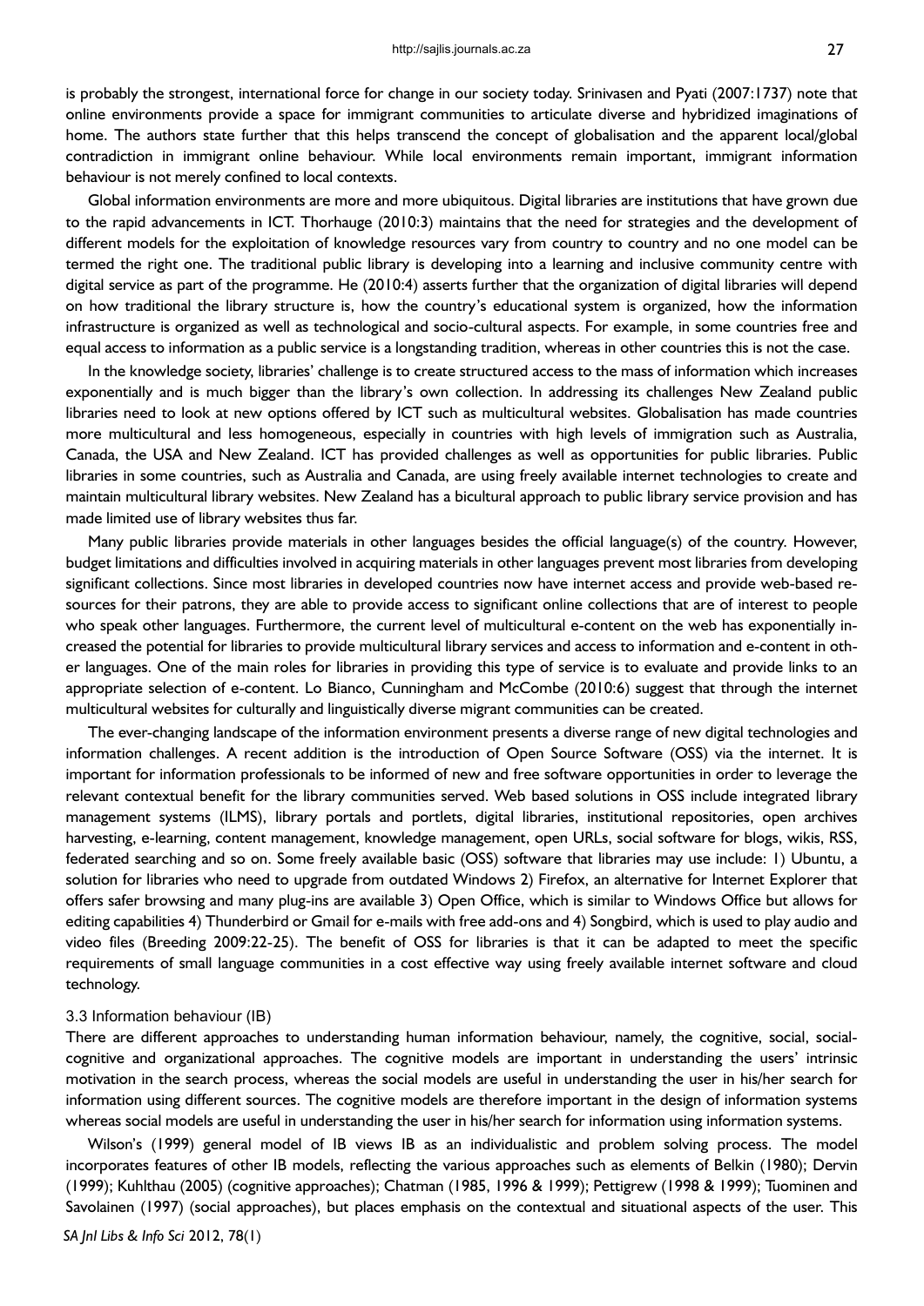is probably the strongest, international force for change in our society today. Srinivasen and Pyati (2007:1737) note that online environments provide a space for immigrant communities to articulate diverse and hybridized imaginations of home. The authors state further that this helps transcend the concept of globalisation and the apparent local/global contradiction in immigrant online behaviour. While local environments remain important, immigrant information behaviour is not merely confined to local contexts.

Global information environments are more and more ubiquitous. Digital libraries are institutions that have grown due to the rapid advancements in ICT. Thorhauge (2010:3) maintains that the need for strategies and the development of different models for the exploitation of knowledge resources vary from country to country and no one model can be termed the right one. The traditional public library is developing into a learning and inclusive community centre with digital service as part of the programme. He (2010:4) asserts further that the organization of digital libraries will depend on how traditional the library structure is, how the country's educational system is organized, how the information infrastructure is organized as well as technological and socio-cultural aspects. For example, in some countries free and equal access to information as a public service is a longstanding tradition, whereas in other countries this is not the case.

In the knowledge society, libraries' challenge is to create structured access to the mass of information which increases exponentially and is much bigger than the library's own collection. In addressing its challenges New Zealand public libraries need to look at new options offered by ICT such as multicultural websites. Globalisation has made countries more multicultural and less homogeneous, especially in countries with high levels of immigration such as Australia, Canada, the USA and New Zealand. ICT has provided challenges as well as opportunities for public libraries. Public libraries in some countries, such as Australia and Canada, are using freely available internet technologies to create and maintain multicultural library websites. New Zealand has a bicultural approach to public library service provision and has made limited use of library websites thus far.

Many public libraries provide materials in other languages besides the official language(s) of the country. However, budget limitations and difficulties involved in acquiring materials in other languages prevent most libraries from developing significant collections. Since most libraries in developed countries now have internet access and provide web-based resources for their patrons, they are able to provide access to significant online collections that are of interest to people who speak other languages. Furthermore, the current level of multicultural e-content on the web has exponentially increased the potential for libraries to provide multicultural library services and access to information and e-content in other languages. One of the main roles for libraries in providing this type of service is to evaluate and provide links to an appropriate selection of e-content. Lo Bianco, Cunningham and McCombe (2010:6) suggest that through the internet multicultural websites for culturally and linguistically diverse migrant communities can be created.

The ever-changing landscape of the information environment presents a diverse range of new digital technologies and information challenges. A recent addition is the introduction of Open Source Software (OSS) via the internet. It is important for information professionals to be informed of new and free software opportunities in order to leverage the relevant contextual benefit for the library communities served. Web based solutions in OSS include integrated library management systems (ILMS), library portals and portlets, digital libraries, institutional repositories, open archives harvesting, e-learning, content management, knowledge management, open URLs, social software for blogs, wikis, RSS, federated searching and so on. Some freely available basic (OSS) software that libraries may use include: 1) Ubuntu, a solution for libraries who need to upgrade from outdated Windows 2) Firefox, an alternative for Internet Explorer that offers safer browsing and many plug-ins are available 3) Open Office, which is similar to Windows Office but allows for editing capabilities 4) Thunderbird or Gmail for e-mails with free add-ons and 4) Songbird, which is used to play audio and video files (Breeding 2009:22-25). The benefit of OSS for libraries is that it can be adapted to meet the specific requirements of small language communities in a cost effective way using freely available internet software and cloud technology.

### 3.3 Information behaviour (IB)

There are different approaches to understanding human information behaviour, namely, the cognitive, social, social-cognitive and organizational approaches. The cognitive models are important in understanding the users' intrinsic motivation in the search process, whereas the social models are useful in understanding the user in his/her search for information using different sources. The cognitive models are therefore important in the design of information systems whereas social models are useful in understanding the user in his/her search for information using information systems.

Wilson's (1999) general model of IB views IB as an individualistic and problem solving process. The model incorporates features of other IB models, reflecting the various approaches such as elements of Belkin (1980); Dervin (1999); Kuhlthau (2005) (cognitive approaches); Chatman (1985, 1996 & 1999); Pettigrew (1998 & 1999); Tuominen and Savolainen (1997) (social approaches), but places emphasis on the contextual and situational aspects of the user. This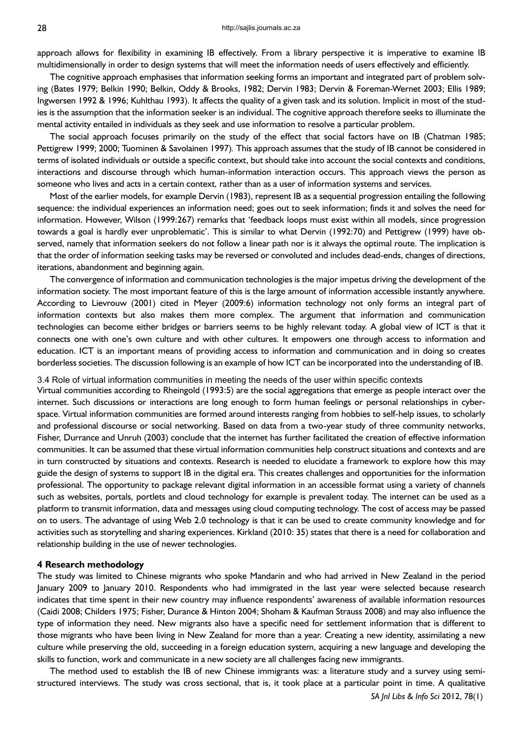approach allows for flexibility in examining IB effectively. From a library perspective it is imperative to examine IB multidimensionally in order to design systems that will meet the information needs of users effectively and efficiently.

The cognitive approach emphasises that information seeking forms an important and integrated part of problem solving (Bates 1979; Belkin 1990; Belkin, Oddy & Brooks, 1982; Dervin 1983; Dervin & Foreman-Wernet 2003; Ellis 1989; Ingwersen 1992 & 1996; Kuhlthau 1993). It affects the quality of a given task and its solution. Implicit in most of the studies is the assumption that the information seeker is an individual. The cognitive approach therefore seeks to illuminate the mental activity entailed in individuals as they seek and use information to resolve a particular problem.

The social approach focuses primarily on the study of the effect that social factors have on IB (Chatman 1985; Pettigrew 1999; 2000; Tuominen & Savolainen 1997). This approach assumes that the study of IB cannot be considered in terms of isolated individuals or outside a specific context, but should take into account the social contexts and conditions, interactions and discourse through which human-information interaction occurs. This approach views the person as someone who lives and acts in a certain context, rather than as a user of information systems and services.

Most of the earlier models, for example Dervin (1983), represent IB as a sequential progression entailing the following sequence: the individual experiences an information need; goes out to seek information; finds it and solves the need for information. However, Wilson (1999:267) remarks that 'feedback loops must exist within all models, since progression towards a goal is hardly ever unproblematic'. This is similar to what Dervin (1992:70) and Pettigrew (1999) have observed, namely that information seekers do not follow a linear path nor is it always the optimal route. The implication is that the order of information seeking tasks may be reversed or convoluted and includes dead-ends, changes of directions, iterations, abandonment and beginning again.

The convergence of information and communication technologies is the major impetus driving the development of the information society. The most important feature of this is the large amount of information accessible instantly anywhere. According to Lievrouw (2001) cited in Meyer (2009:6) information technology not only forms an integral part of information contexts but also makes them more complex. The argument that information and communication technologies can become either bridges or barriers seems to be highly relevant today. A global view of ICT is that it connects one with one's own culture and with other cultures. It empowers one through access to information and education. ICT is an important means of providing access to information and communication and in doing so creates borderless societies. The discussion following is an example of how ICT can be incorporated into the understanding of IB.

### 3.4 Role of virtual information communities in meeting the needs of the user within specific contexts

Virtual communities according to Rheingold (1993:5) are the social aggregations that emerge as people interact over the internet. Such discussions or interactions are long enough to form human feelings or personal relationships in cyberspace. Virtual information communities are formed around interests ranging from hobbies to self-help issues, to scholarly and professional discourse or social networking. Based on data from a two-year study of three community networks, Fisher, Durrance and Unruh (2003) conclude that the internet has further facilitated the creation of effective information communities. It can be assumed that these virtual information communities help construct situations and contexts and are in turn constructed by situations and contexts. Research is needed to elucidate a framework to explore how this may guide the design of systems to support IB in the digital era. This creates challenges and opportunities for the information professional. The opportunity to package relevant digital information in an accessible format using a variety of channels such as websites, portals, portlets and cloud technology for example is prevalent today. The internet can be used as a platform to transmit information, data and messages using cloud computing technology. The cost of access may be passed on to users. The advantage of using Web 2.0 technology is that it can be used to create community knowledge and for activities such as storytelling and sharing experiences. Kirkland (2010: 35) states that there is a need for collaboration and relationship building in the use of newer technologies.

## 4 Research methodology

The study was limited to Chinese migrants who spoke Mandarin and who had arrived in New Zealand in the period January 2009 to January 2010. Respondents who had immigrated in the last year were selected because research indicates that time spent in their new country may influence respondents' awareness of available information resources (Caidi 2008; Childers 1975; Fisher, Durance & Hinton 2004; Shoham & Kaufman Strauss 2008) and may also influence the type of information they need. New migrants also have a specific need for settlement information that is different to those migrants who have been living in New Zealand for more than a year. Creating a new identity, assimilating a new culture while preserving the old, succeeding in a foreign education system, acquiring a new language and developing the skills to function, work and communicate in a new society are all challenges facing new immigrants.

The method used to establish the IB of new Chinese immigrants was: a literature study and a survey using semi-structured interviews. The study was cross sectional, that is, it took place at a particular point in time. A qualitative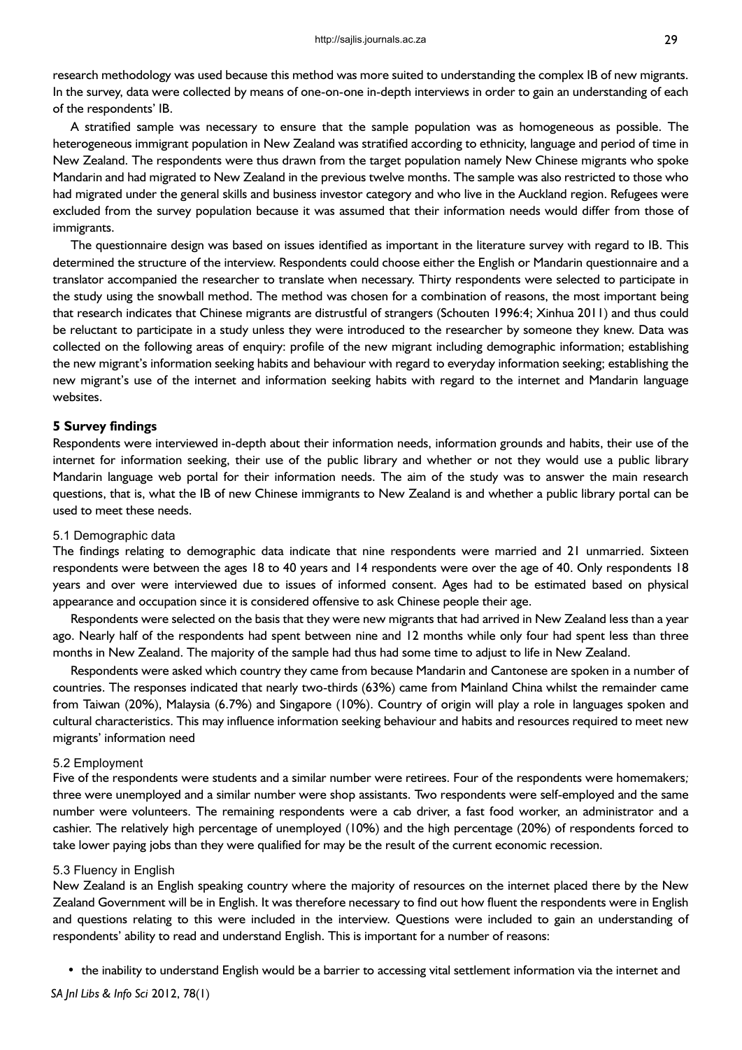research methodology was used because this method was more suited to understanding the complex IB of new migrants. In the survey, data were collected by means of one-on-one in-depth interviews in order to gain an understanding of each of the respondents' IB.

A stratified sample was necessary to ensure that the sample population was as homogeneous as possible. The heterogeneous immigrant population in New Zealand was stratified according to ethnicity, language and period of time in New Zealand. The respondents were thus drawn from the target population namely New Chinese migrants who spoke Mandarin and had migrated to New Zealand in the previous twelve months. The sample was also restricted to those who had migrated under the general skills and business investor category and who live in the Auckland region. Refugees were excluded from the survey population because it was assumed that their information needs would differ from those of immigrants.

The questionnaire design was based on issues identified as important in the literature survey with regard to IB. This determined the structure of the interview. Respondents could choose either the English or Mandarin questionnaire and a translator accompanied the researcher to translate when necessary. Thirty respondents were selected to participate in the study using the snowball method. The method was chosen for a combination of reasons, the most important being that research indicates that Chinese migrants are distrustful of strangers (Schouten 1996:4; Xinhua 2011) and thus could be reluctant to participate in a study unless they were introduced to the researcher by someone they knew. Data was collected on the following areas of enquiry: profile of the new migrant including demographic information; establishing the new migrant's information seeking habits and behaviour with regard to everyday information seeking; establishing the new migrant's use of the internet and information seeking habits with regard to the internet and Mandarin language websites.

## 5 Survey findings

Respondents were interviewed in-depth about their information needs, information grounds and habits, their use of the internet for information seeking, their use of the public library and whether or not they would use a public library Mandarin language web portal for their information needs. The aim of the study was to answer the main research questions, that is, what the IB of new Chinese immigrants to New Zealand is and whether a public library portal can be used to meet these needs.

### 5.1 Demographic data

The findings relating to demographic data indicate that nine respondents were married and 21 unmarried. Sixteen respondents were between the ages 18 to 40 years and 14 respondents were over the age of 40. Only respondents 18 years and over were interviewed due to issues of informed consent. Ages had to be estimated based on physical appearance and occupation since it is considered offensive to ask Chinese people their age.

Respondents were selected on the basis that they were new migrants that had arrived in New Zealand less than a year ago. Nearly half of the respondents had spent between nine and 12 months while only four had spent less than three months in New Zealand. The majority of the sample had thus had some time to adjust to life in New Zealand.

Respondents were asked which country they came from because Mandarin and Cantonese are spoken in a number of countries. The responses indicated that nearly two-thirds (63%) came from Mainland China whilst the remainder came from Taiwan (20%), Malaysia (6.7%) and Singapore (10%). Country of origin will play a role in languages spoken and cultural characteristics. This may influence information seeking behaviour and habits and resources required to meet new migrants' information need

### 5.2 Employment

Five of the respondents were students and a similar number were retirees. Four of the respondents were homemakers; three were unemployed and a similar number were shop assistants. Two respondents were self-employed and the same number were volunteers. The remaining respondents were a cab driver, a fast food worker, an administrator and a cashier. The relatively high percentage of unemployed (10%) and the high percentage (20%) of respondents forced to take lower paying jobs than they were qualified for may be the result of the current economic recession.

### 5.3 Fluency in English

New Zealand is an English speaking country where the majority of resources on the internet placed there by the New Zealand Government will be in English. It was therefore necessary to find out how fluent the respondents were in English and questions relating to this were included in the interview. Questions were included to gain an understanding of respondents' ability to read and understand English. This is important for a number of reasons:

- the inability to understand English would be a barrier to accessing vital settlement information via the internet and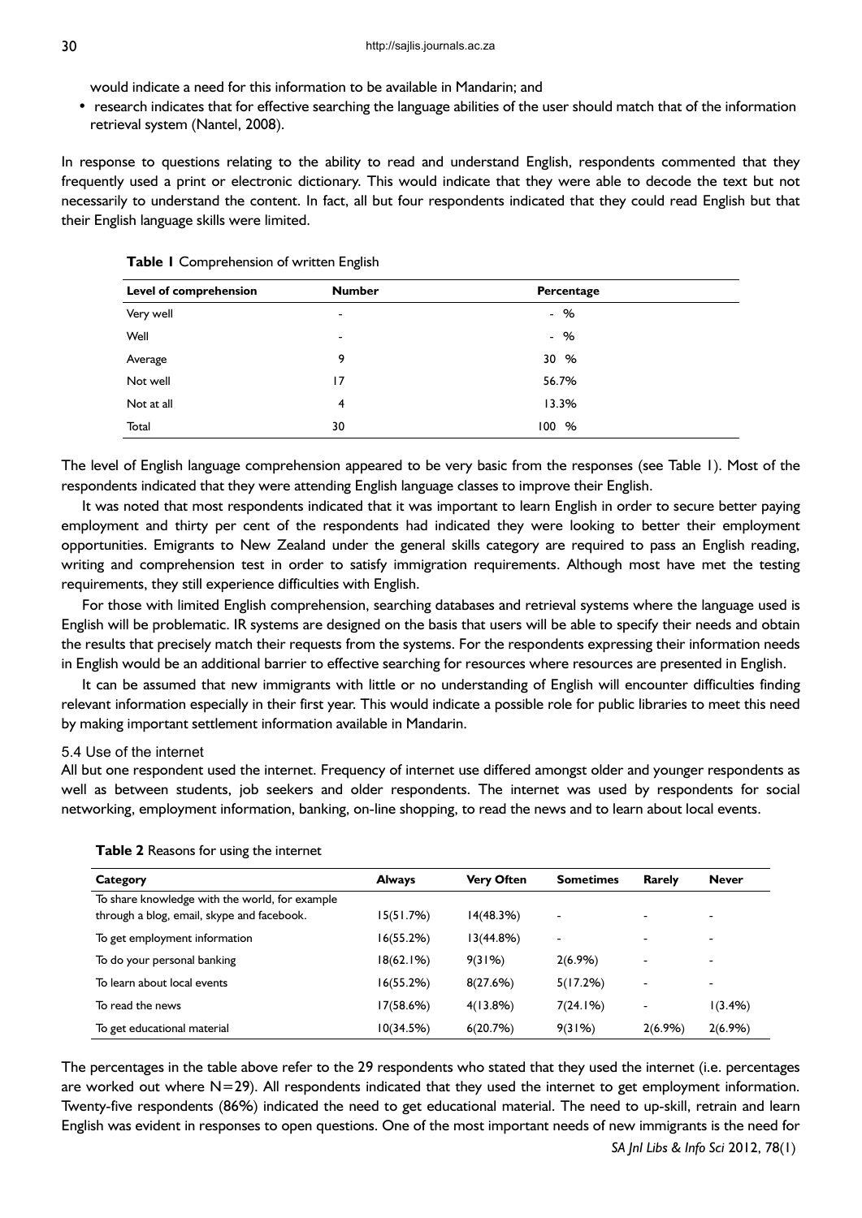would indicate a need for this information to be available in Mandarin; and

- research indicates that for effective searching the language abilities of the user should match that of the information retrieval system (Nantel, 2008).

In response to questions relating to the ability to read and understand English, respondents commented that they frequently used a print or electronic dictionary. This would indicate that they were able to decode the text but not necessarily to understand the content. In fact, all but four respondents indicated that they could read English but that their English language skills were limited.

**Table 1** Comprehension of written English

| Level of comprehension | Number | Percentage |
|---|---|---|
| Very well | - | - % |
| Well | - | - % |
| Average | 9 | 30 % |
| Not well | 17 | 56.7% |
| Not at all | 4 | 13.3% |
| Total | 30 | 100 % |

The level of English language comprehension appeared to be very basic from the responses (see Table 1). Most of the respondents indicated that they were attending English language classes to improve their English.

It was noted that most respondents indicated that it was important to learn English in order to secure better paying employment and thirty per cent of the respondents had indicated they were looking to better their employment opportunities. Emigrants to New Zealand under the general skills category are required to pass an English reading, writing and comprehension test in order to satisfy immigration requirements. Although most have met the testing requirements, they still experience difficulties with English.

For those with limited English comprehension, searching databases and retrieval systems where the language used is English will be problematic. IR systems are designed on the basis that users will be able to specify their needs and obtain the results that precisely match their requests from the systems. For the respondents expressing their information needs in English would be an additional barrier to effective searching for resources where resources are presented in English.

It can be assumed that new immigrants with little or no understanding of English will encounter difficulties finding relevant information especially in their first year. This would indicate a possible role for public libraries to meet this need by making important settlement information available in Mandarin.

### 5.4 Use of the internet

All but one respondent used the internet. Frequency of internet use differed amongst older and younger respondents as well as between students, job seekers and older respondents. The internet was used by respondents for social networking, employment information, banking, on-line shopping, to read the news and to learn about local events.

**Table 2** Reasons for using the internet

| Category | Always | Very Often | Sometimes | Rarely | Never |
|---|---|---|---|---|---|
| To share knowledge with the world, for example through a blog, email, skype and facebook. | 15(51.7%) | 14(48.3%) | - | - | - |
| To get employment information | 16(55.2%) | 13(44.8%) | - | - | - |
| To do your personal banking | 18(62.1%) | 9(31%) | 2(6.9%) | - | - |
| To learn about local events | 16(55.2%) | 8(27.6%) | 5(17.2%) | - | - |
| To read the news | 17(58.6%) | 4(13.8%) | 7(24.1%) | - | 1(3.4%) |
| To get educational material | 10(34.5%) | 6(20.7%) | 9(31%) | 2(6.9%) | 2(6.9%) |

The percentages in the table above refer to the 29 respondents who stated that they used the internet (i.e. percentages are worked out where N=29). All respondents indicated that they used the internet to get employment information. Twenty-five respondents (86%) indicated the need to get educational material. The need to up-skill, retrain and learn English was evident in responses to open questions. One of the most important needs of new immigrants is the need for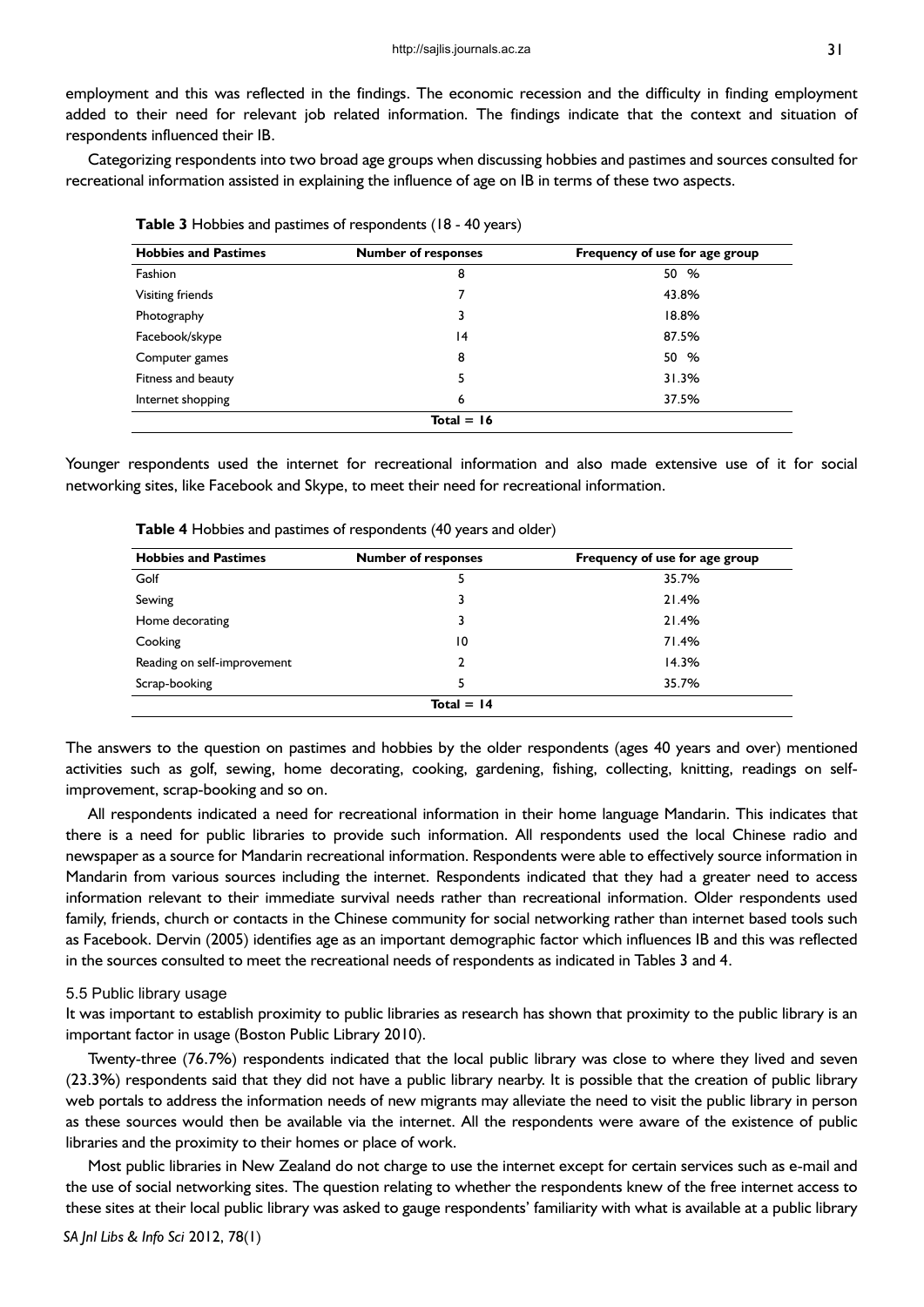employment and this was reflected in the findings. The economic recession and the difficulty in finding employment added to their need for relevant job related information. The findings indicate that the context and situation of respondents influenced their IB.

Categorizing respondents into two broad age groups when discussing hobbies and pastimes and sources consulted for recreational information assisted in explaining the influence of age on IB in terms of these two aspects.

**Table 3** Hobbies and pastimes of respondents (18 - 40 years)

| Hobbies and Pastimes | Number of responses | Frequency of use for age group |
|---|---|---|
| Fashion | 8 | 50 % |
| Visiting friends | 7 | 43.8% |
| Photography | 3 | 18.8% |
| Facebook/skype | 14 | 87.5% |
| Computer games | 8 | 50 % |
| Fitness and beauty | 5 | 31.3% |
| Internet shopping | 6 | 37.5% |
| | **Total = 16** | |

Younger respondents used the internet for recreational information and also made extensive use of it for social networking sites, like Facebook and Skype, to meet their need for recreational information.

**Table 4** Hobbies and pastimes of respondents (40 years and older)

| Hobbies and Pastimes | Number of responses | Frequency of use for age group |
|---|---|---|
| Golf | 5 | 35.7% |
| Sewing | 3 | 21.4% |
| Home decorating | 3 | 21.4% |
| Cooking | 10 | 71.4% |
| Reading on self-improvement | 2 | 14.3% |
| Scrap-booking | 5 | 35.7% |
| | **Total = 14** | |

The answers to the question on pastimes and hobbies by the older respondents (ages 40 years and over) mentioned activities such as golf, sewing, home decorating, cooking, gardening, fishing, collecting, knitting, readings on self-improvement, scrap-booking and so on.

All respondents indicated a need for recreational information in their home language Mandarin. This indicates that there is a need for public libraries to provide such information. All respondents used the local Chinese radio and newspaper as a source for Mandarin recreational information. Respondents were able to effectively source information in Mandarin from various sources including the internet. Respondents indicated that they had a greater need to access information relevant to their immediate survival needs rather than recreational information. Older respondents used family, friends, church or contacts in the Chinese community for social networking rather than internet based tools such as Facebook. Dervin (2005) identifies age as an important demographic factor which influences IB and this was reflected in the sources consulted to meet the recreational needs of respondents as indicated in Tables 3 and 4.

### 5.5 Public library usage

It was important to establish proximity to public libraries as research has shown that proximity to the public library is an important factor in usage (Boston Public Library 2010).

Twenty-three (76.7%) respondents indicated that the local public library was close to where they lived and seven (23.3%) respondents said that they did not have a public library nearby. It is possible that the creation of public library web portals to address the information needs of new migrants may alleviate the need to visit the public library in person as these sources would then be available via the internet. All the respondents were aware of the existence of public libraries and the proximity to their homes or place of work.

Most public libraries in New Zealand do not charge to use the internet except for certain services such as e-mail and the use of social networking sites. The question relating to whether the respondents knew of the free internet access to these sites at their local public library was asked to gauge respondents' familiarity with what is available at a public library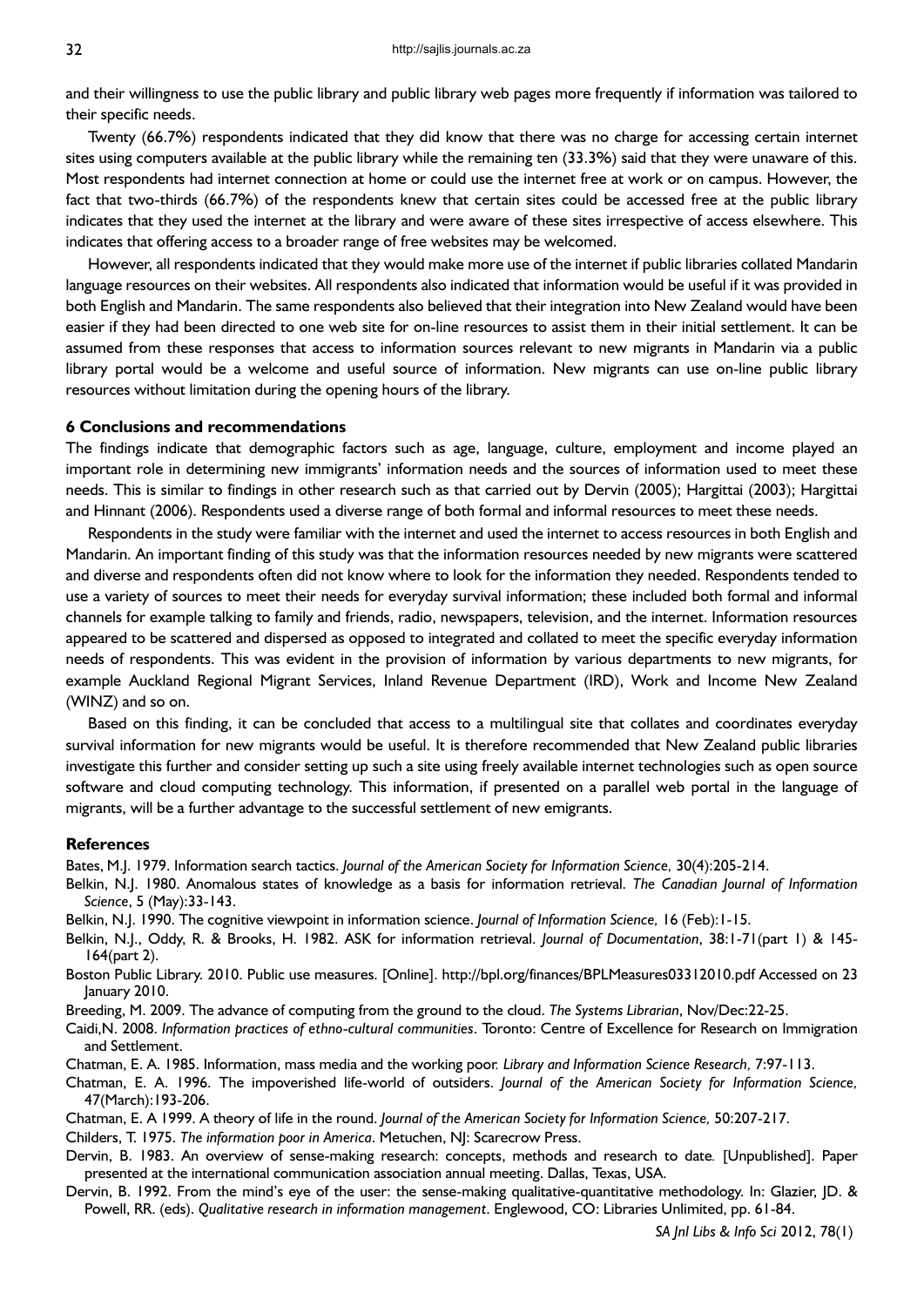and their willingness to use the public library and public library web pages more frequently if information was tailored to their specific needs.

Twenty (66.7%) respondents indicated that they did know that there was no charge for accessing certain internet sites using computers available at the public library while the remaining ten (33.3%) said that they were unaware of this. Most respondents had internet connection at home or could use the internet free at work or on campus. However, the fact that two-thirds (66.7%) of the respondents knew that certain sites could be accessed free at the public library indicates that they used the internet at the library and were aware of these sites irrespective of access elsewhere. This indicates that offering access to a broader range of free websites may be welcomed.

However, all respondents indicated that they would make more use of the internet if public libraries collated Mandarin language resources on their websites. All respondents also indicated that information would be useful if it was provided in both English and Mandarin. The same respondents also believed that their integration into New Zealand would have been easier if they had been directed to one web site for on-line resources to assist them in their initial settlement. It can be assumed from these responses that access to information sources relevant to new migrants in Mandarin via a public library portal would be a welcome and useful source of information. New migrants can use on-line public library resources without limitation during the opening hours of the library.

## 6 Conclusions and recommendations

The findings indicate that demographic factors such as age, language, culture, employment and income played an important role in determining new immigrants' information needs and the sources of information used to meet these needs. This is similar to findings in other research such as that carried out by Dervin (2005); Hargittai (2003); Hargittai and Hinnant (2006). Respondents used a diverse range of both formal and informal resources to meet these needs.

Respondents in the study were familiar with the internet and used the internet to access resources in both English and Mandarin. An important finding of this study was that the information resources needed by new migrants were scattered and diverse and respondents often did not know where to look for the information they needed. Respondents tended to use a variety of sources to meet their needs for everyday survival information; these included both formal and informal channels for example talking to family and friends, radio, newspapers, television, and the internet. Information resources appeared to be scattered and dispersed as opposed to integrated and collated to meet the specific everyday information needs of respondents. This was evident in the provision of information by various departments to new migrants, for example Auckland Regional Migrant Services, Inland Revenue Department (IRD), Work and Income New Zealand (WINZ) and so on.

Based on this finding, it can be concluded that access to a multilingual site that collates and coordinates everyday survival information for new migrants would be useful. It is therefore recommended that New Zealand public libraries investigate this further and consider setting up such a site using freely available internet technologies such as open source software and cloud computing technology. This information, if presented on a parallel web portal in the language of migrants, will be a further advantage to the successful settlement of new emigrants.

## References

Bates, M.J. 1979. Information search tactics. *Journal of the American Society for Information Science,* 30(4):205-214.

Belkin, N.J. 1980. Anomalous states of knowledge as a basis for information retrieval. *The Canadian Journal of Information Science*, 5 (May):33-143.

Belkin, N.J. 1990. The cognitive viewpoint in information science. *Journal of Information Science,* 16 (Feb):1-15.

Belkin, N.J., Oddy, R. & Brooks, H. 1982. ASK for information retrieval. *Journal of Documentation*, 38:1-71(part 1) & 145-164(part 2).

Boston Public Library. 2010. Public use measures. [Online]. http://bpl.org/finances/BPLMeasures03312010.pdf Accessed on 23 January 2010.

Breeding, M. 2009. The advance of computing from the ground to the cloud. *The Systems Librarian*, Nov/Dec:22-25.

Caidi,N. 2008. *Information practices of ethno-cultural communities*. Toronto: Centre of Excellence for Research on Immigration and Settlement.

Chatman, E. A. 1985. Information, mass media and the working poor. *Library and Information Science Research,* 7:97-113.

Chatman, E. A. 1996. The impoverished life-world of outsiders. *Journal of the American Society for Information Science,* 47(March):193-206.

Chatman, E. A 1999. A theory of life in the round. *Journal of the American Society for Information Science,* 50:207-217.

Childers, T. 1975. *The information poor in America*. Metuchen, NJ: Scarecrow Press.

Dervin, B. 1983. An overview of sense-making research: concepts, methods and research to date*.* [Unpublished]. Paper presented at the international communication association annual meeting. Dallas, Texas, USA.

Dervin, B. 1992. From the mind's eye of the user: the sense-making qualitative-quantitative methodology. In: Glazier, JD. & Powell, RR. (eds). *Qualitative research in information management*. Englewood, CO: Libraries Unlimited, pp. 61-84.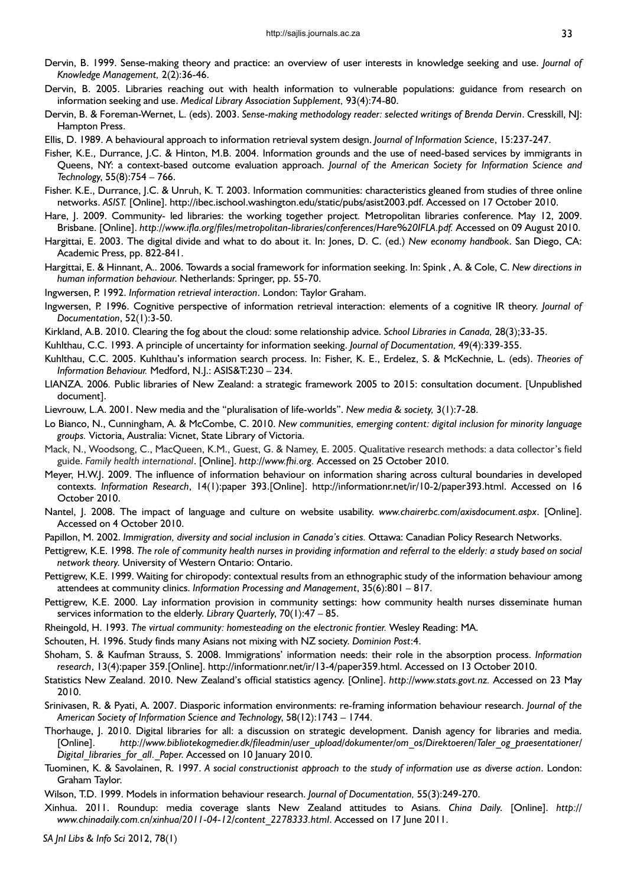Dervin, B. 1999. Sense-making theory and practice: an overview of user interests in knowledge seeking and use. *Journal of Knowledge Management,* 2(2):36-46.

Dervin, B. 2005. Libraries reaching out with health information to vulnerable populations: guidance from research on information seeking and use. *Medical Library Association Supplement,* 93(4):74-80.

Dervin, B. & Foreman-Wernet, L. (eds). 2003. *Sense-making methodology reader: selected writings of Brenda Dervin*. Cresskill, NJ: Hampton Press.

Ellis, D. 1989. A behavioural approach to information retrieval system design. *Journal of Information Science*, 15:237-247.

Fisher, K.E., Durrance, J.C. & Hinton, M.B. 2004. Information grounds and the use of need-based services by immigrants in Queens, NY: a context-based outcome evaluation approach. *Journal of the American Society for Information Science and Technology*, 55(8):754 – 766.

Fisher. K.E., Durrance, J.C. & Unruh, K. T. 2003. Information communities: characteristics gleaned from studies of three online networks. *ASIST.* [Online]. http://ibec.ischool.washington.edu/static/pubs/asist2003.pdf. Accessed on 17 October 2010.

Hare, J. 2009. Community- led libraries: the working together project. Metropolitan libraries conference. May 12, 2009. Brisbane. [Online]. *http://www.ifla.org/files/metropolitan-libraries/conferences/Hare%20IFLA.pdf.* Accessed on 09 August 2010.

Hargittai, E. 2003. The digital divide and what to do about it. In: Jones, D. C. (ed.) *New economy handbook*. San Diego, CA: Academic Press, pp. 822-841.

Hargittai, E. & Hinnant, A.. 2006. Towards a social framework for information seeking. In: Spink , A. & Cole, C. *New directions in human information behaviour.* Netherlands: Springer, pp. 55-70.

Ingwersen, P. 1992. *Information retrieval interaction*. London: Taylor Graham.

Ingwersen, P. 1996. Cognitive perspective of information retrieval interaction: elements of a cognitive IR theory. *Journal of Documentation*, 52(1):3-50.

Kirkland, A.B. 2010. Clearing the fog about the cloud: some relationship advice. *School Libraries in Canada,* 28(3);33-35.

Kuhlthau, C.C. 1993. A principle of uncertainty for information seeking. *Journal of Documentation,* 49(4):339-355.

Kuhlthau, C.C. 2005. Kuhlthau's information search process. In: Fisher, K. E., Erdelez, S. & McKechnie, L. (eds). *Theories of Information Behaviour.* Medford, N.J.: ASIS&T:230 – 234.

LIANZA. 2006*.* Public libraries of New Zealand: a strategic framework 2005 to 2015: consultation document. [Unpublished document].

Lievrouw, L.A. 2001. New media and the "pluralisation of life-worlds". *New media & society,* 3(1):7-28.

Lo Bianco, N., Cunningham, A. & McCombe, C. 2010. *New communities, emerging content: digital inclusion for minority language groups.* Victoria, Australia: Vicnet, State Library of Victoria.

Mack, N., Woodsong, C., MacQueen, K.M., Guest, G. & Namey, E. 2005. Qualitative research methods: a data collector's field guide. *Family health international*. [Online]. *http://www.fhi.org.* Accessed on 25 October 2010.

Meyer, H.W.J. 2009. The influence of information behaviour on information sharing across cultural boundaries in developed contexts. *Information Research*, 14(1):paper 393.[Online]. http://informationr.net/ir/10-2/paper393.html. Accessed on 16 October 2010.

Nantel, J. 2008. The impact of language and culture on website usability. *www.chairerbc.com/axisdocument.aspx*. [Online]. Accessed on 4 October 2010.

Papillon, M. 2002. *Immigration, diversity and social inclusion in Canada's cities.* Ottawa: Canadian Policy Research Networks.

Pettigrew, K.E. 1998. *The role of community health nurses in providing information and referral to the elderly: a study based on social network theory.* University of Western Ontario: Ontario.

Pettigrew, K.E. 1999. Waiting for chiropody: contextual results from an ethnographic study of the information behaviour among attendees at community clinics. *Information Processing and Management*, 35(6):801 – 817.

Pettigrew, K.E. 2000. Lay information provision in community settings: how community health nurses disseminate human services information to the elderly. *Library Quarterly*, 70(1):47 – 85.

Rheingold, H. 1993. *The virtual community: homesteading on the electronic frontier.* Wesley Reading: MA.

Schouten, H. 1996. Study finds many Asians not mixing with NZ society. *Dominion Post*:4.

Shoham, S. & Kaufman Strauss, S. 2008. Immigrations' information needs: their role in the absorption process. *Information research*, 13(4):paper 359.[Online]. http://informationr.net/ir/13-4/paper359.html. Accessed on 13 October 2010.

Statistics New Zealand. 2010. New Zealand's official statistics agency. [Online]. *http://www.stats.govt.nz.* Accessed on 23 May 2010.

Srinivasen, R. & Pyati, A. 2007. Diasporic information environments: re-framing information behaviour research. *Journal of the American Society of Information Science and Technology*, 58(12):1743 – 1744.

Thorhauge, J. 2010. Digital libraries for all: a discussion on strategic development. Danish agency for libraries and media. [Online]. *http://www.bibliotekogmedier.dk/fileadmin/user_upload/dokumenter/om_os/Direktoeren/Taler_og_praesentationer/Digital_libraries_for_all._Paper.* Accessed on 10 January 2010.

Tuominen, K. & Savolainen, R. 1997. *A social constructionist approach to the study of information use as diverse action*. London: Graham Taylor.

Wilson, T.D. 1999. Models in information behaviour research. *Journal of Documentation,* 55(3):249-270.

Xinhua. 2011. Roundup: media coverage slants New Zealand attitudes to Asians. *China Daily.* [Online]. *http://www.chinadaily.com.cn/xinhua/2011-04-12/content_2278333.html*. Accessed on 17 June 2011.